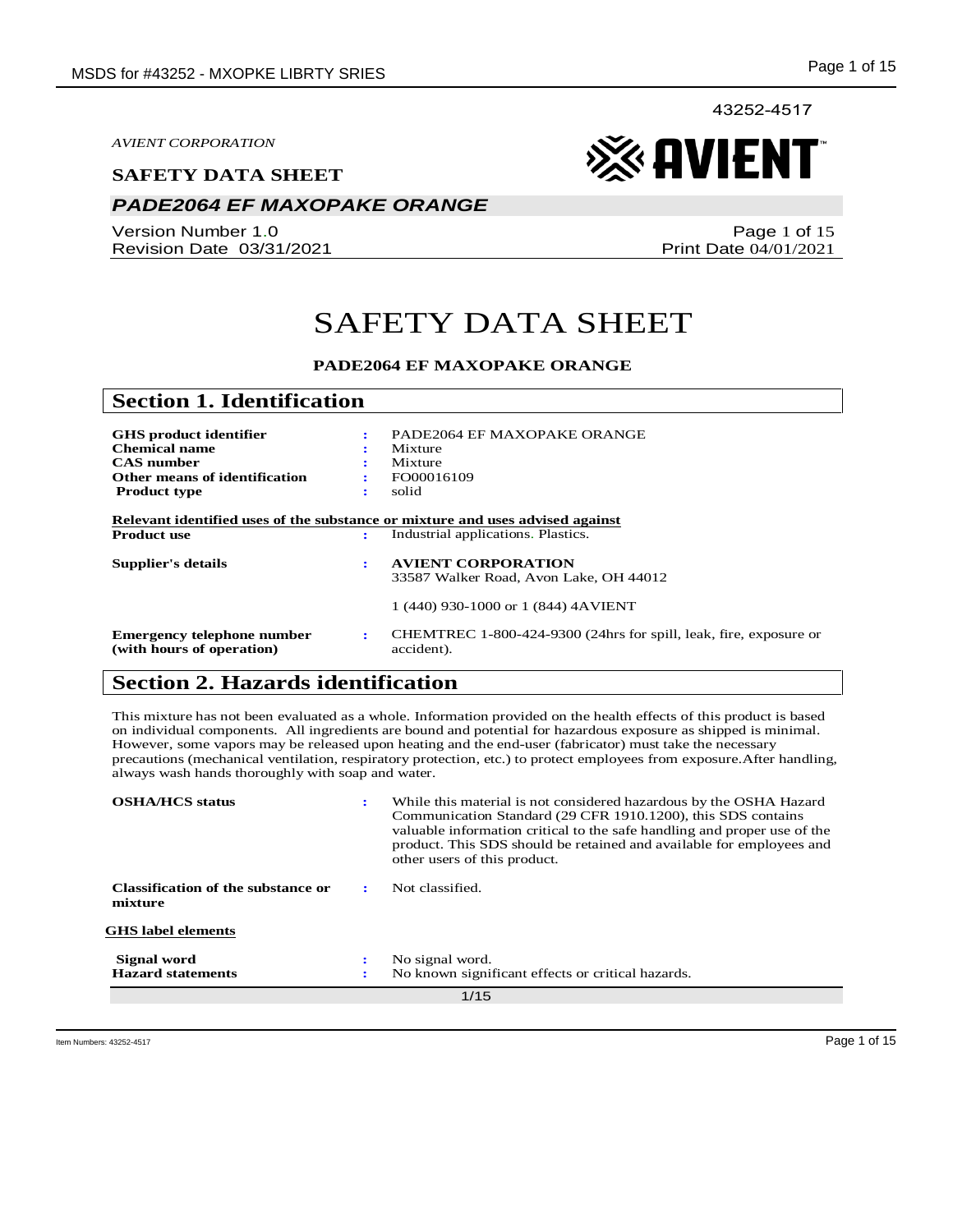43252-4517

*AVIENT CORPORATION*

**SAFETY DATA SHEET**

## *PADE2064 EF MAXOPAKE ORANGE*

Version Number 1.0
Revision Date 03/31/2021

Print Date 04/01/2021

# SAFETY DATA SHEET

**PADE2064 EF MAXOPAKE ORANGE**

## Section 1. Identification

| | | |
|---|---|---|
| **GHS product identifier** | : | PADE2064 EF MAXOPAKE ORANGE |
| **Chemical name** | : | Mixture |
| **CAS number** | : | Mixture |
| **Other means of identification** | : | FO00016109 |
| **Product type** | : | solid |

**Relevant identified uses of the substance or mixture and uses advised against**

| | | |
|---|---|---|
| **Product use** | : | Industrial applications. Plastics. |
| **Supplier's details** | : | **AVIENT CORPORATION**<br>33587 Walker Road, Avon Lake, OH 44012<br><br>1 (440) 930-1000 or 1 (844) 4AVIENT |
| **Emergency telephone number (with hours of operation)** | : | CHEMTREC 1-800-424-9300 (24hrs for spill, leak, fire, exposure or accident). |

## Section 2. Hazards identification

This mixture has not been evaluated as a whole. Information provided on the health effects of this product is based on individual components. All ingredients are bound and potential for hazardous exposure as shipped is minimal. However, some vapors may be released upon heating and the end-user (fabricator) must take the necessary precautions (mechanical ventilation, respiratory protection, etc.) to protect employees from exposure.After handling, always wash hands thoroughly with soap and water.

| | | |
|---|---|---|
| **OSHA/HCS status** | : | While this material is not considered hazardous by the OSHA Hazard Communication Standard (29 CFR 1910.1200), this SDS contains valuable information critical to the safe handling and proper use of the product. This SDS should be retained and available for employees and other users of this product. |
| **Classification of the substance or mixture** | : | Not classified. |

**GHS label elements**

| | | |
|---|---|---|
| **Signal word** | : | No signal word. |
| **Hazard statements** | : | No known significant effects or critical hazards. |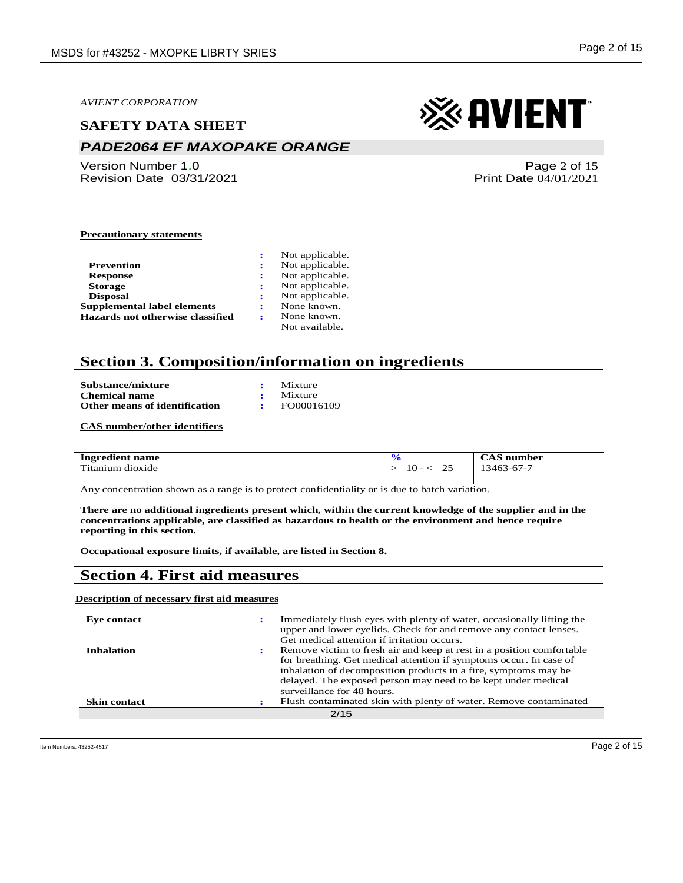**Precautionary statements**

| | | |
|---|---|---|
| | : | Not applicable. |
| **Prevention** | : | Not applicable. |
| **Response** | : | Not applicable. |
| **Storage** | : | Not applicable. |
| **Disposal** | : | Not applicable. |
| **Supplemental label elements** | : | None known. |
| **Hazards not otherwise classified** | : | None known. |
| | | Not available. |

## Section 3. Composition/information on ingredients

| | | |
|---|---|---|
| **Substance/mixture** | : | Mixture |
| **Chemical name** | : | Mixture |
| **Other means of identification** | : | FO00016109 |

**CAS number/other identifiers**

| Ingredient name | % | CAS number |
|---|---|---|
| Titanium dioxide | >= 10 - <= 25 | 13463-67-7 |

Any concentration shown as a range is to protect confidentiality or is due to batch variation.

**There are no additional ingredients present which, within the current knowledge of the supplier and in the concentrations applicable, are classified as hazardous to health or the environment and hence require reporting in this section.**

**Occupational exposure limits, if available, are listed in Section 8.**

## Section 4. First aid measures

**Description of necessary first aid measures**

| | | |
|---|---|---|
| **Eye contact** | : | Immediately flush eyes with plenty of water, occasionally lifting the upper and lower eyelids. Check for and remove any contact lenses. Get medical attention if irritation occurs. |
| **Inhalation** | : | Remove victim to fresh air and keep at rest in a position comfortable for breathing. Get medical attention if symptoms occur. In case of inhalation of decomposition products in a fire, symptoms may be delayed. The exposed person may need to be kept under medical surveillance for 48 hours. |
| **Skin contact** | : | Flush contaminated skin with plenty of water. Remove contaminated |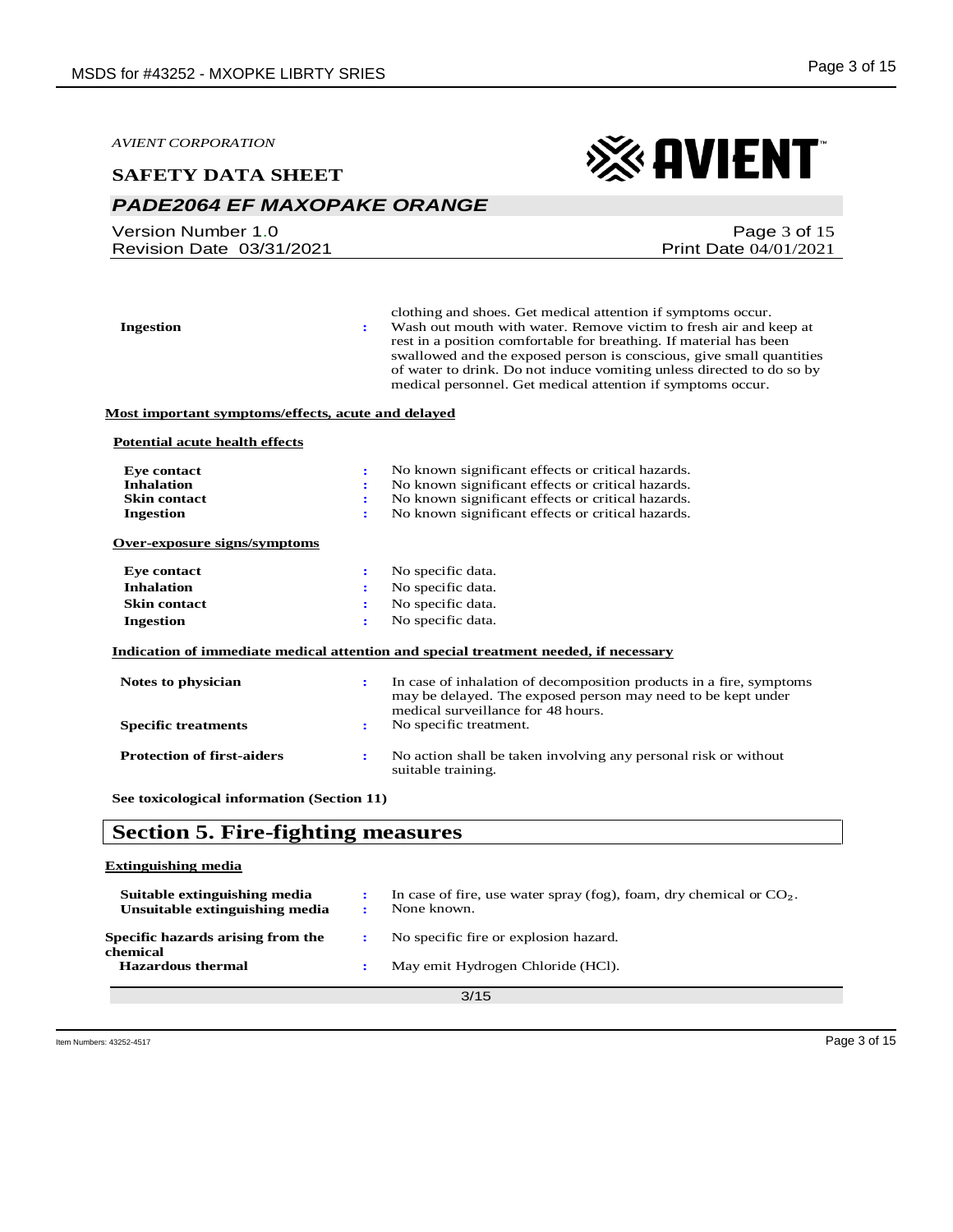clothing and shoes. Get medical attention if symptoms occur.

| | | |
|---|---|---|
| **Ingestion** | : | Wash out mouth with water. Remove victim to fresh air and keep at rest in a position comfortable for breathing. If material has been swallowed and the exposed person is conscious, give small quantities of water to drink. Do not induce vomiting unless directed to do so by medical personnel. Get medical attention if symptoms occur. |

**Most important symptoms/effects, acute and delayed**

**Potential acute health effects**

| | | |
|---|---|---|
| **Eye contact** | : | No known significant effects or critical hazards. |
| **Inhalation** | : | No known significant effects or critical hazards. |
| **Skin contact** | : | No known significant effects or critical hazards. |
| **Ingestion** | : | No known significant effects or critical hazards. |

**Over-exposure signs/symptoms**

| | | |
|---|---|---|
| **Eye contact** | : | No specific data. |
| **Inhalation** | : | No specific data. |
| **Skin contact** | : | No specific data. |
| **Ingestion** | : | No specific data. |

**Indication of immediate medical attention and special treatment needed, if necessary**

| | | |
|---|---|---|
| **Notes to physician** | : | In case of inhalation of decomposition products in a fire, symptoms may be delayed. The exposed person may need to be kept under medical surveillance for 48 hours. |
| **Specific treatments** | : | No specific treatment. |
| **Protection of first-aiders** | : | No action shall be taken involving any personal risk or without suitable training. |

**See toxicological information (Section 11)**

## Section 5. Fire-fighting measures

**Extinguishing media**

| | | |
|---|---|---|
| **Suitable extinguishing media** | : | In case of fire, use water spray (fog), foam, dry chemical or $CO_2$. |
| **Unsuitable extinguishing media** | : | None known. |
| **Specific hazards arising from the chemical** | : | No specific fire or explosion hazard. |
| **Hazardous thermal** | : | May emit Hydrogen Chloride (HCl). |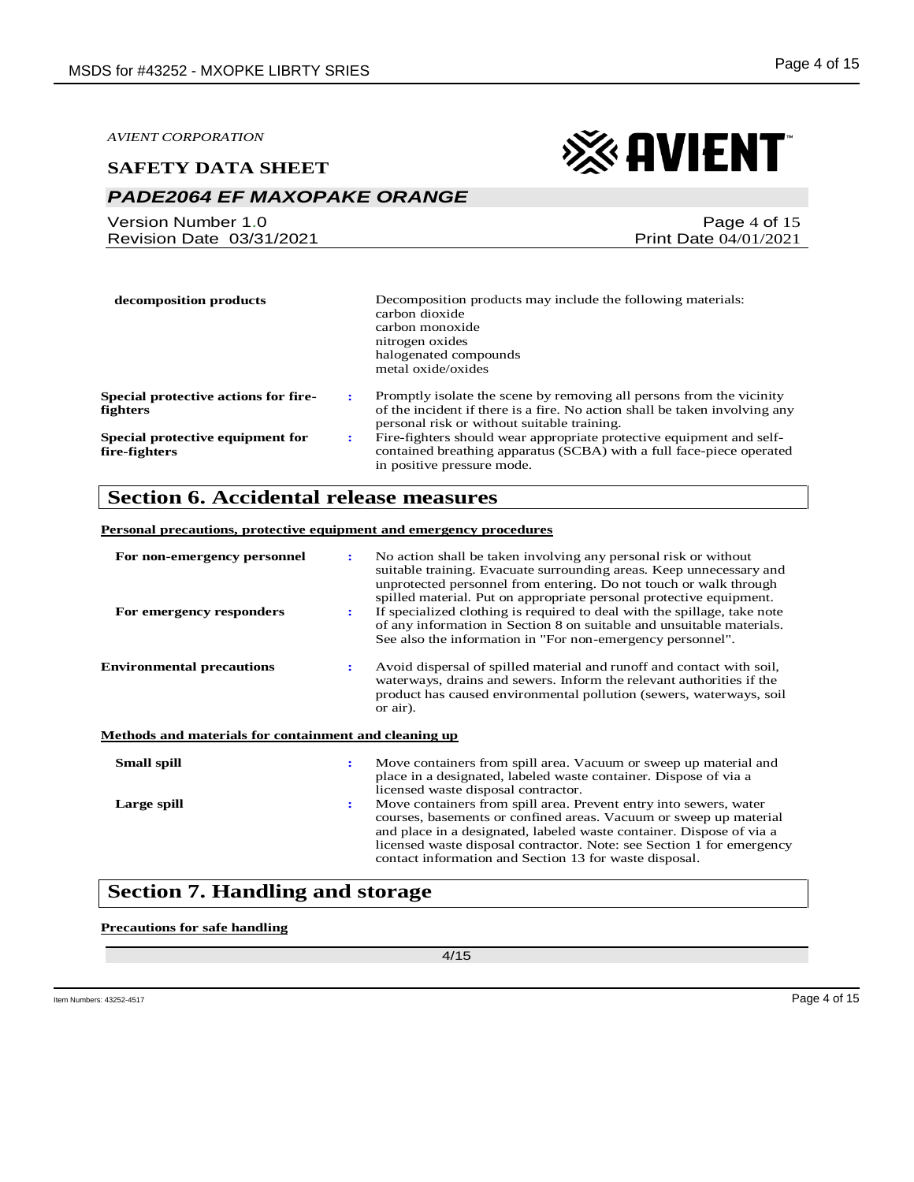| | | |
|---|---|---|
| **decomposition products** | | Decomposition products may include the following materials: carbon dioxide carbon monoxide nitrogen oxides halogenated compounds metal oxide/oxides |
| **Special protective actions for fire-fighters** | : | Promptly isolate the scene by removing all persons from the vicinity of the incident if there is a fire. No action shall be taken involving any personal risk or without suitable training. |
| **Special protective equipment for fire-fighters** | : | Fire-fighters should wear appropriate protective equipment and self-contained breathing apparatus (SCBA) with a full face-piece operated in positive pressure mode. |

## Section 6. Accidental release measures

**Personal precautions, protective equipment and emergency procedures**

| | | |
|---|---|---|
| **For non-emergency personnel** | : | No action shall be taken involving any personal risk or without suitable training. Evacuate surrounding areas. Keep unnecessary and unprotected personnel from entering. Do not touch or walk through spilled material. Put on appropriate personal protective equipment. |
| **For emergency responders** | : | If specialized clothing is required to deal with the spillage, take note of any information in Section 8 on suitable and unsuitable materials. See also the information in "For non-emergency personnel". |
| **Environmental precautions** | : | Avoid dispersal of spilled material and runoff and contact with soil, waterways, drains and sewers. Inform the relevant authorities if the product has caused environmental pollution (sewers, waterways, soil or air). |

**Methods and materials for containment and cleaning up**

| | | |
|---|---|---|
| **Small spill** | : | Move containers from spill area. Vacuum or sweep up material and place in a designated, labeled waste container. Dispose of via a licensed waste disposal contractor. |
| **Large spill** | : | Move containers from spill area. Prevent entry into sewers, water courses, basements or confined areas. Vacuum or sweep up material and place in a designated, labeled waste container. Dispose of via a licensed waste disposal contractor. Note: see Section 1 for emergency contact information and Section 13 for waste disposal. |

## Section 7. Handling and storage

**Precautions for safe handling**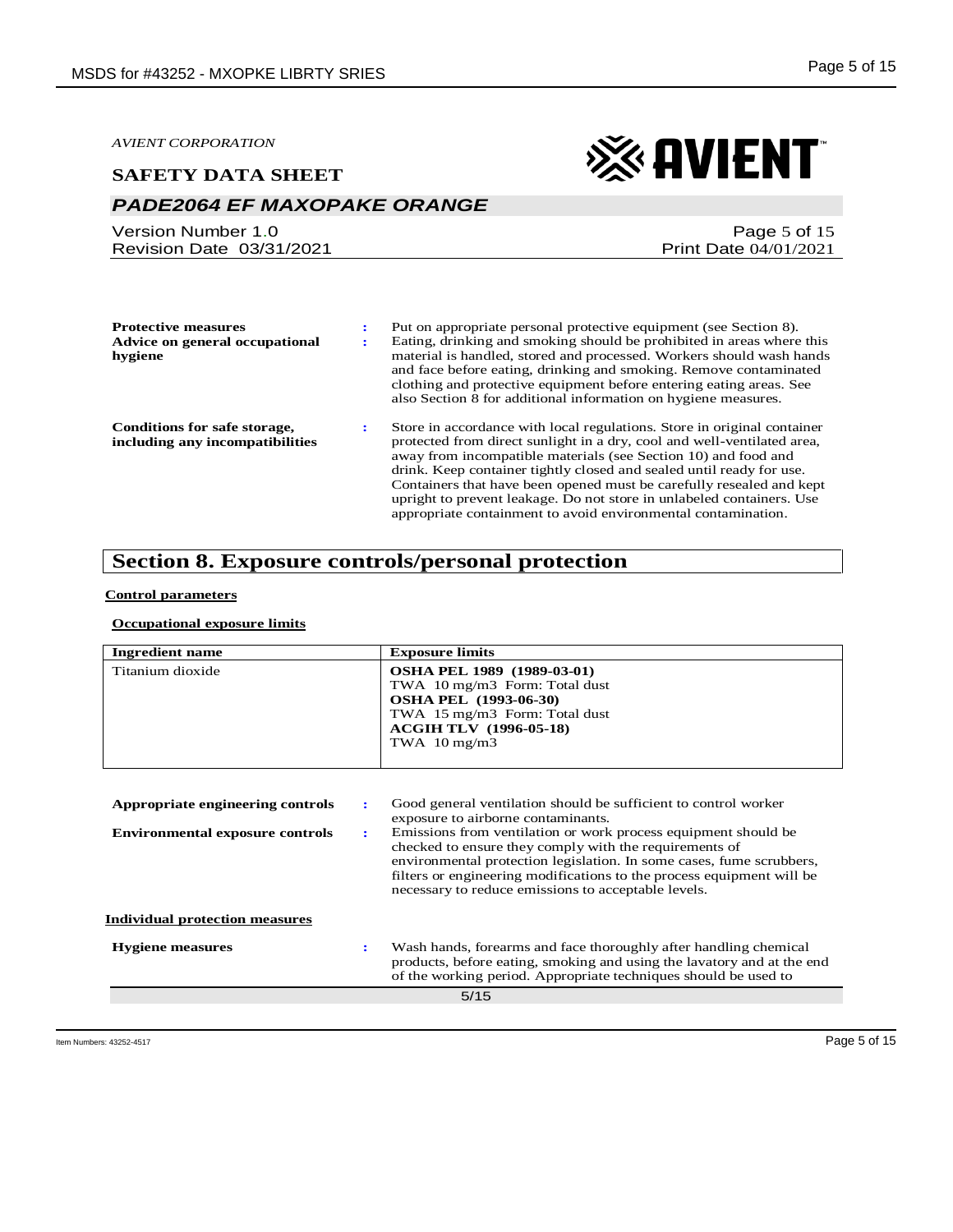**Protective measures** : Put on appropriate personal protective equipment (see Section 8).

**Advice on general occupational hygiene** : Eating, drinking and smoking should be prohibited in areas where this material is handled, stored and processed. Workers should wash hands and face before eating, drinking and smoking. Remove contaminated clothing and protective equipment before entering eating areas. See also Section 8 for additional information on hygiene measures.

**Conditions for safe storage, including any incompatibilities** : Store in accordance with local regulations. Store in original container protected from direct sunlight in a dry, cool and well-ventilated area, away from incompatible materials (see Section 10) and food and drink. Keep container tightly closed and sealed until ready for use. Containers that have been opened must be carefully resealed and kept upright to prevent leakage. Do not store in unlabeled containers. Use appropriate containment to avoid environmental contamination.

## Section 8. Exposure controls/personal protection

**Control parameters**

**Occupational exposure limits**

| Ingredient name | Exposure limits |
|---|---|
| Titanium dioxide | **OSHA PEL 1989 (1989-03-01)**<br>TWA 10 mg/m3 Form: Total dust<br>**OSHA PEL (1993-06-30)**<br>TWA 15 mg/m3 Form: Total dust<br>**ACGIH TLV (1996-05-18)**<br>TWA 10 mg/m3 |

**Appropriate engineering controls** : Good general ventilation should be sufficient to control worker exposure to airborne contaminants.

**Environmental exposure controls** : Emissions from ventilation or work process equipment should be checked to ensure they comply with the requirements of environmental protection legislation. In some cases, fume scrubbers, filters or engineering modifications to the process equipment will be necessary to reduce emissions to acceptable levels.

**Individual protection measures**

**Hygiene measures** : Wash hands, forearms and face thoroughly after handling chemical products, before eating, smoking and using the lavatory and at the end of the working period. Appropriate techniques should be used to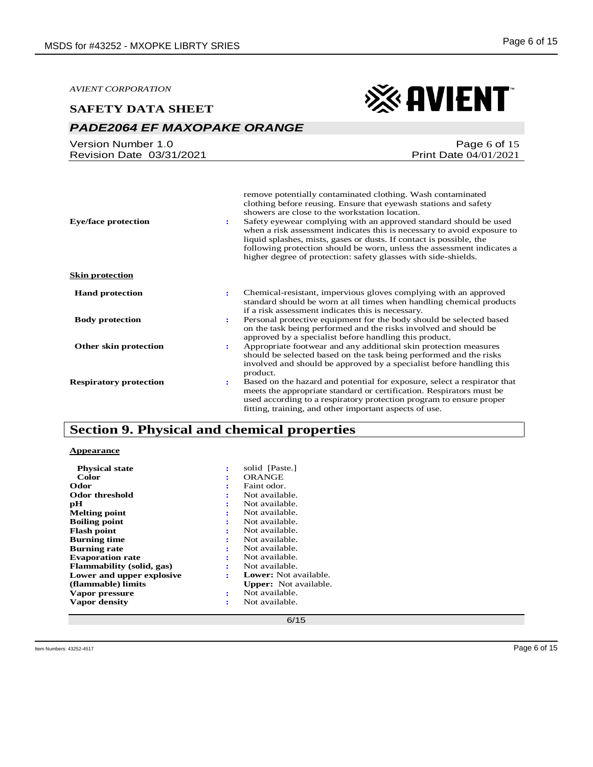AVIENT CORPORATION

**SAFETY DATA SHEET**

## PADE2064 EF MAXOPAKE ORANGE

Version Number 1.0
Revision Date 03/31/2021

Print Date 04/01/2021

remove potentially contaminated clothing. Wash contaminated clothing before reusing. Ensure that eyewash stations and safety showers are close to the workstation location.

| | | |
|---|---|---|
| **Eye/face protection** | : | Safety eyewear complying with an approved standard should be used when a risk assessment indicates this is necessary to avoid exposure to liquid splashes, mists, gases or dusts. If contact is possible, the following protection should be worn, unless the assessment indicates a higher degree of protection: safety glasses with side-shields. |

**Skin protection**

| | | |
|---|---|---|
| **Hand protection** | : | Chemical-resistant, impervious gloves complying with an approved standard should be worn at all times when handling chemical products if a risk assessment indicates this is necessary. |
| **Body protection** | : | Personal protective equipment for the body should be selected based on the task being performed and the risks involved and should be approved by a specialist before handling this product. |
| **Other skin protection** | : | Appropriate footwear and any additional skin protection measures should be selected based on the task being performed and the risks involved and should be approved by a specialist before handling this product. |
| **Respiratory protection** | : | Based on the hazard and potential for exposure, select a respirator that meets the appropriate standard or certification. Respirators must be used according to a respiratory protection program to ensure proper fitting, training, and other important aspects of use. |

## Section 9. Physical and chemical properties

**Appearance**

| | | |
|---|---|---|
| **Physical state** | : | solid [Paste.] |
| **Color** | : | ORANGE |
| **Odor** | : | Faint odor. |
| **Odor threshold** | : | Not available. |
| **pH** | : | Not available. |
| **Melting point** | : | Not available. |
| **Boiling point** | : | Not available. |
| **Flash point** | : | Not available. |
| **Burning time** | : | Not available. |
| **Burning rate** | : | Not available. |
| **Evaporation rate** | : | Not available. |
| **Flammability (solid, gas)** | : | Not available. |
| **Lower and upper explosive (flammable) limits** | : | **Lower:** Not available. **Upper:** Not available. |
| **Vapor pressure** | : | Not available. |
| **Vapor density** | : | Not available. |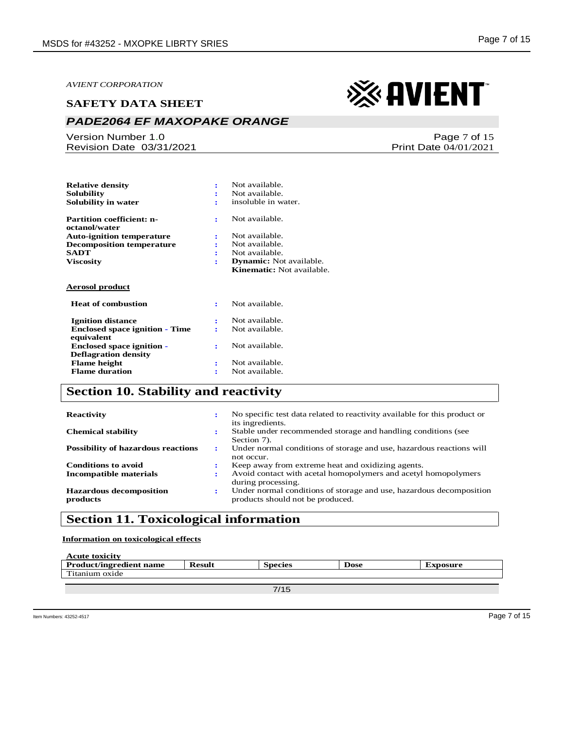AVIENT CORPORATION

**SAFETY DATA SHEET**

## PADE2064 EF MAXOPAKE ORANGE

Version Number 1.0
Revision Date 03/31/2021

Print Date 04/01/2021

| | | |
|---|---|---|
| **Relative density** | : | Not available. |
| **Solubility** | : | Not available. |
| **Solubility in water** | : | insoluble in water. |
| **Partition coefficient: n-octanol/water** | : | Not available. |
| **Auto-ignition temperature** | : | Not available. |
| **Decomposition temperature** | : | Not available. |
| **SADT** | : | Not available. |
| **Viscosity** | : | **Dynamic:** Not available. **Kinematic:** Not available. |

**Aerosol product**

| | | |
|---|---|---|
| **Heat of combustion** | : | Not available. |
| **Ignition distance** | : | Not available. |
| **Enclosed space ignition - Time equivalent** | : | Not available. |
| **Enclosed space ignition - Deflagration density** | : | Not available. |
| **Flame height** | : | Not available. |
| **Flame duration** | : | Not available. |

## Section 10. Stability and reactivity

| | | |
|---|---|---|
| **Reactivity** | : | No specific test data related to reactivity available for this product or its ingredients. |
| **Chemical stability** | : | Stable under recommended storage and handling conditions (see Section 7). |
| **Possibility of hazardous reactions** | : | Under normal conditions of storage and use, hazardous reactions will not occur. |
| **Conditions to avoid** | : | Keep away from extreme heat and oxidizing agents. |
| **Incompatible materials** | : | Avoid contact with acetal homopolymers and acetyl homopolymers during processing. |
| **Hazardous decomposition products** | : | Under normal conditions of storage and use, hazardous decomposition products should not be produced. |

## Section 11. Toxicological information

**Information on toxicological effects**

**Acute toxicity**

| Product/ingredient name | Result | Species | Dose | Exposure |
|---|---|---|---|---|
| Titanium oxide | | | | |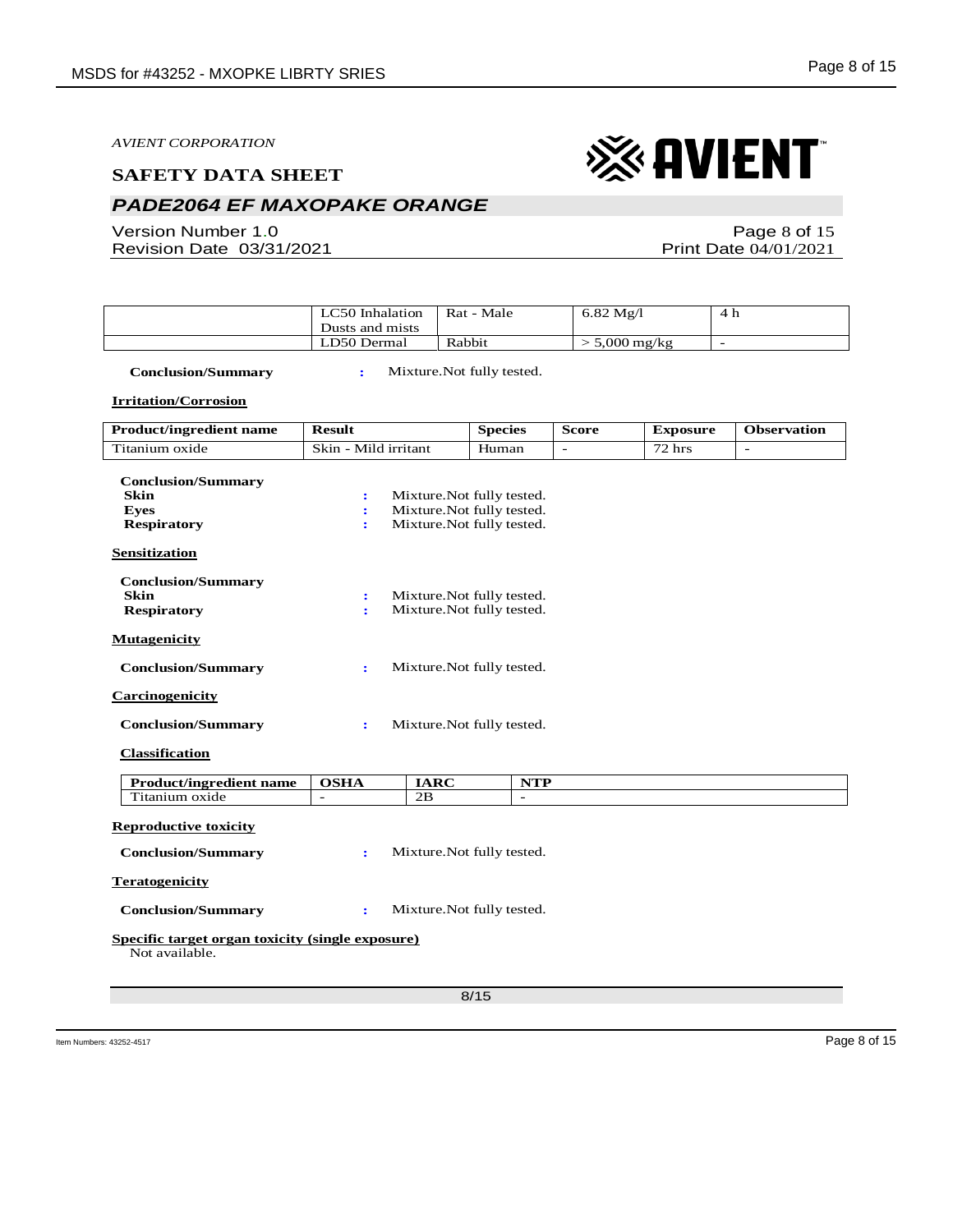| | LC50 Inhalation Dusts and mists | Rat - Male | 6.82 Mg/l | 4 h |
|---|---|---|---|---|
| | LD50 Dermal | Rabbit | > 5,000 mg/kg | - |

**Conclusion/Summary** : Mixture.Not fully tested.

**Irritation/Corrosion**

| Product/ingredient name | Result | Species | Score | Exposure | Observation |
|---|---|---|---|---|---|
| Titanium oxide | Skin - Mild irritant | Human | - | 72 hrs | - |

**Conclusion/Summary**
**Skin** : Mixture.Not fully tested.
**Eyes** : Mixture.Not fully tested.
**Respiratory** : Mixture.Not fully tested.

**Sensitization**

**Conclusion/Summary**
**Skin** : Mixture.Not fully tested.
**Respiratory** : Mixture.Not fully tested.

**Mutagenicity**

**Conclusion/Summary** : Mixture.Not fully tested.

**Carcinogenicity**

**Conclusion/Summary** : Mixture.Not fully tested.

**Classification**

| Product/ingredient name | OSHA | IARC | NTP |
|---|---|---|---|
| Titanium oxide | - | 2B | - |

**Reproductive toxicity**

**Conclusion/Summary** : Mixture.Not fully tested.

**Teratogenicity**

**Conclusion/Summary** : Mixture.Not fully tested.

**Specific target organ toxicity (single exposure)**
Not available.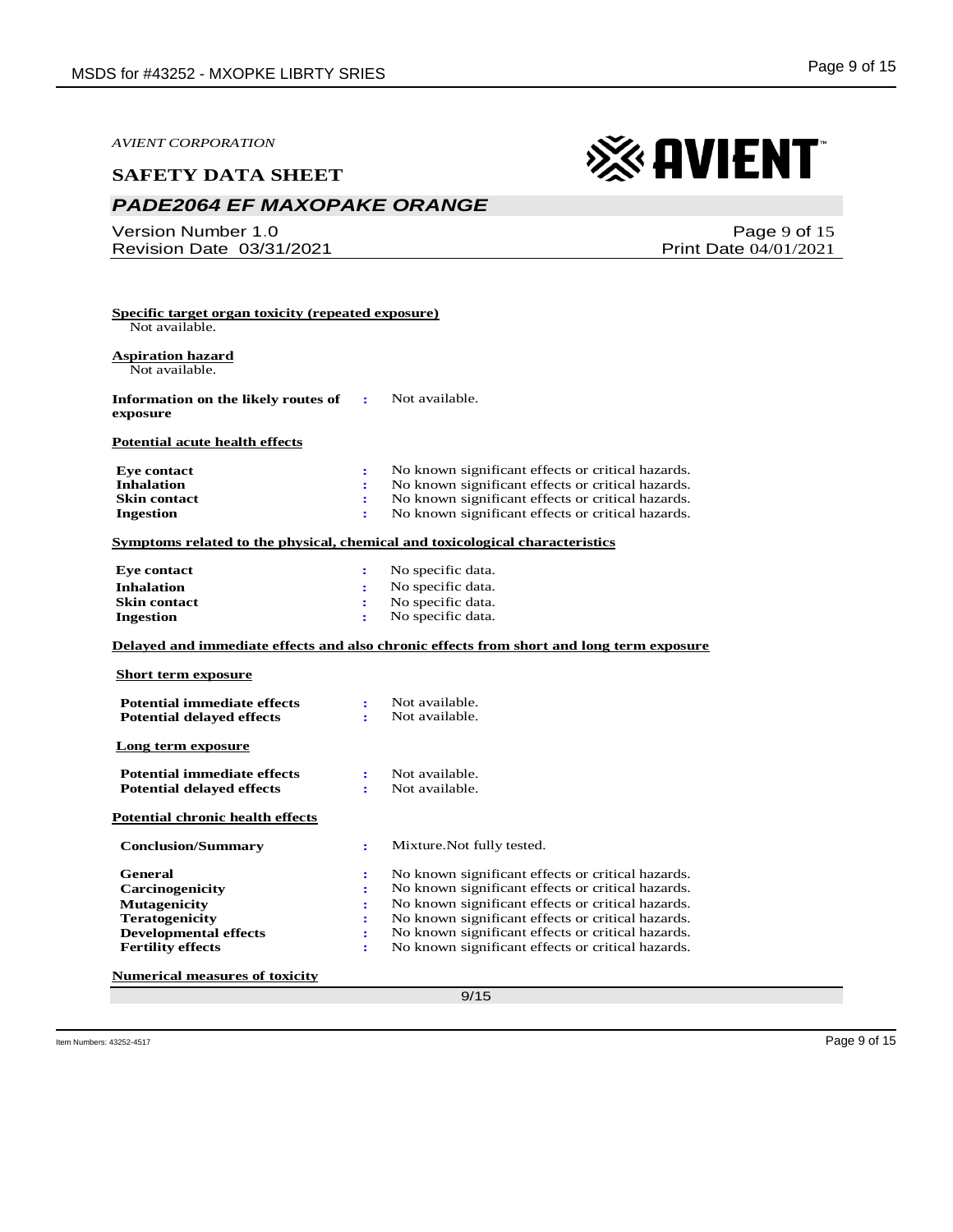**Specific target organ toxicity (repeated exposure)**

Not available.

**Aspiration hazard**

Not available.

**Information on the likely routes of exposure** : Not available.

**Potential acute health effects**

| | | |
|---|---|---|
| **Eye contact** | : | No known significant effects or critical hazards. |
| **Inhalation** | : | No known significant effects or critical hazards. |
| **Skin contact** | : | No known significant effects or critical hazards. |
| **Ingestion** | : | No known significant effects or critical hazards. |

**Symptoms related to the physical, chemical and toxicological characteristics**

| | | |
|---|---|---|
| **Eye contact** | : | No specific data. |
| **Inhalation** | : | No specific data. |
| **Skin contact** | : | No specific data. |
| **Ingestion** | : | No specific data. |

**Delayed and immediate effects and also chronic effects from short and long term exposure**

**Short term exposure**

| | | |
|---|---|---|
| **Potential immediate effects** | : | Not available. |
| **Potential delayed effects** | : | Not available. |

**Long term exposure**

| | | |
|---|---|---|
| **Potential immediate effects** | : | Not available. |
| **Potential delayed effects** | : | Not available. |

**Potential chronic health effects**

| | | |
|---|---|---|
| **Conclusion/Summary** | : | Mixture.Not fully tested. |
| **General** | : | No known significant effects or critical hazards. |
| **Carcinogenicity** | : | No known significant effects or critical hazards. |
| **Mutagenicity** | : | No known significant effects or critical hazards. |
| **Teratogenicity** | : | No known significant effects or critical hazards. |
| **Developmental effects** | : | No known significant effects or critical hazards. |
| **Fertility effects** | : | No known significant effects or critical hazards. |

**Numerical measures of toxicity**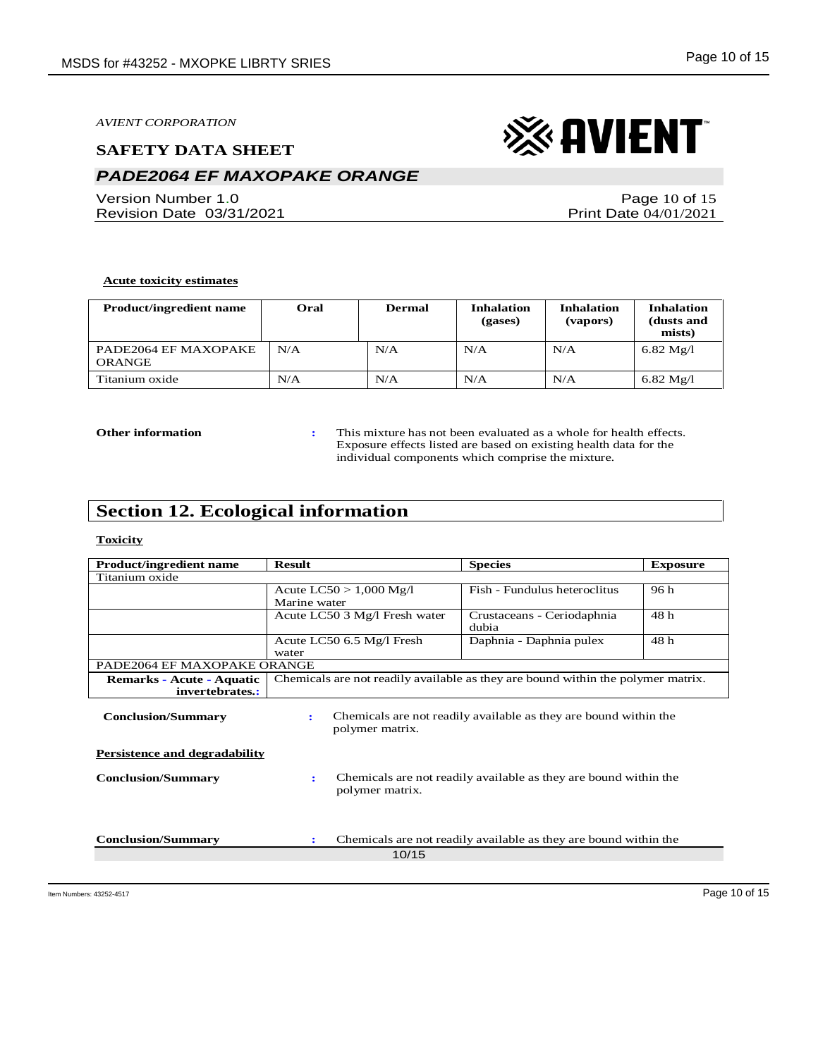**Acute toxicity estimates**

| Product/ingredient name | Oral | Dermal | Inhalation (gases) | Inhalation (vapors) | Inhalation (dusts and mists) |
|---|---|---|---|---|---|
| PADE2064 EF MAXOPAKE ORANGE | N/A | N/A | N/A | N/A | 6.82 Mg/l |
| Titanium oxide | N/A | N/A | N/A | N/A | 6.82 Mg/l |

**Other information** : This mixture has not been evaluated as a whole for health effects. Exposure effects listed are based on existing health data for the individual components which comprise the mixture.

## Section 12. Ecological information

**Toxicity**

| Product/ingredient name | Result | Species | Exposure |
|---|---|---|---|
| Titanium oxide | | | |
| | Acute LC50 > 1,000 Mg/l Marine water | Fish - Fundulus heteroclitus | 96 h |
| | Acute LC50 3 Mg/l Fresh water | Crustaceans - Ceriodaphnia dubia | 48 h |
| | Acute LC50 6.5 Mg/l Fresh water | Daphnia - Daphnia pulex | 48 h |
| PADE2064 EF MAXOPAKE ORANGE | | | |
| **Remarks - Acute - Aquatic invertebrates.:** | Chemicals are not readily available as they are bound within the polymer matrix. | | |

**Conclusion/Summary** : Chemicals are not readily available as they are bound within the polymer matrix.

**Persistence and degradability**

**Conclusion/Summary** : Chemicals are not readily available as they are bound within the polymer matrix.

**Conclusion/Summary** : Chemicals are not readily available as they are bound within the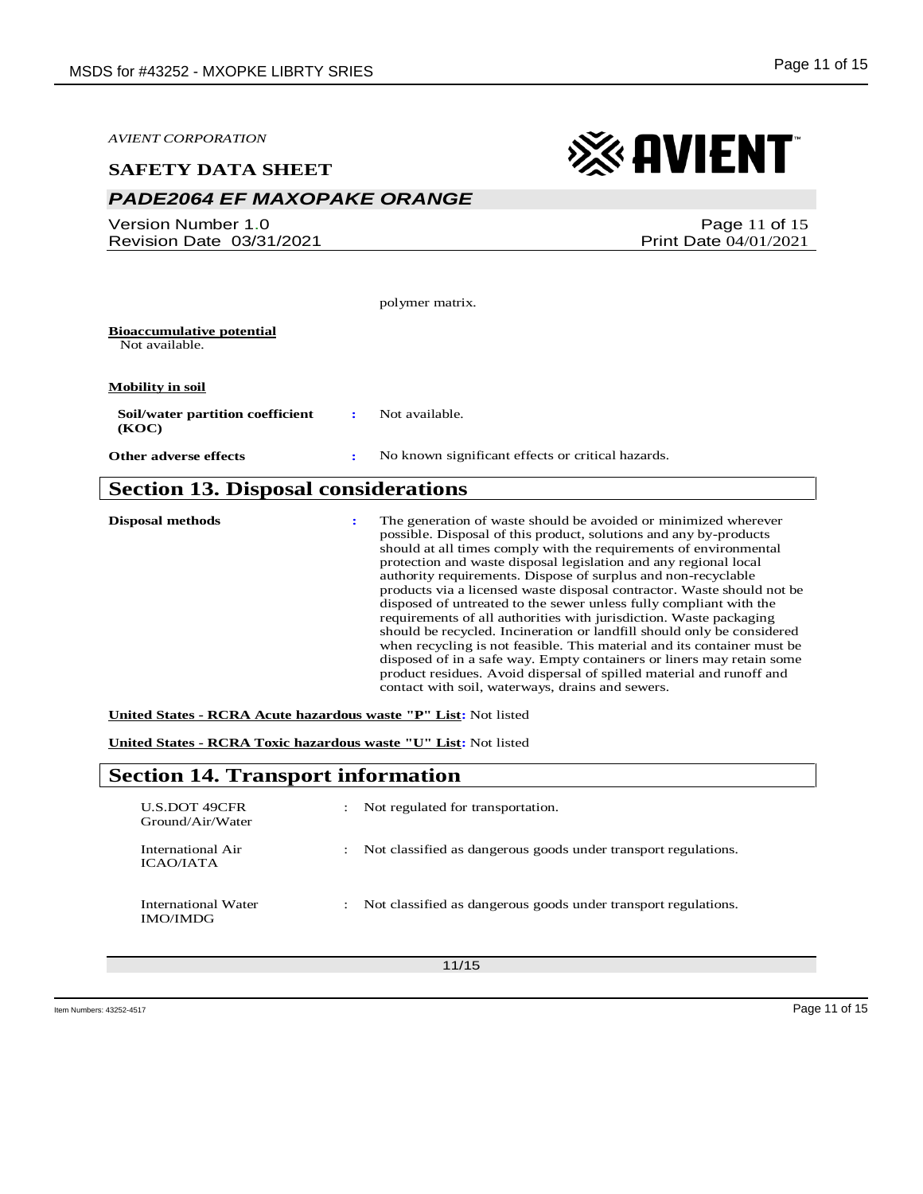polymer matrix.

**Bioaccumulative potential**

Not available.

**Mobility in soil**

**Soil/water partition coefficient (KOC)** : Not available.

**Other adverse effects** : No known significant effects or critical hazards.

## Section 13. Disposal considerations

**Disposal methods** : The generation of waste should be avoided or minimized wherever possible. Disposal of this product, solutions and any by-products should at all times comply with the requirements of environmental protection and waste disposal legislation and any regional local authority requirements. Dispose of surplus and non-recyclable products via a licensed waste disposal contractor. Waste should not be disposed of untreated to the sewer unless fully compliant with the requirements of all authorities with jurisdiction. Waste packaging should be recycled. Incineration or landfill should only be considered when recycling is not feasible. This material and its container must be disposed of in a safe way. Empty containers or liners may retain some product residues. Avoid dispersal of spilled material and runoff and contact with soil, waterways, drains and sewers.

**United States - RCRA Acute hazardous waste "P" List:** Not listed

**United States - RCRA Toxic hazardous waste "U" List:** Not listed

## Section 14. Transport information

U.S.DOT 49CFR Ground/Air/Water : Not regulated for transportation.

International Air ICAO/IATA : Not classified as dangerous goods under transport regulations.

International Water IMO/IMDG : Not classified as dangerous goods under transport regulations.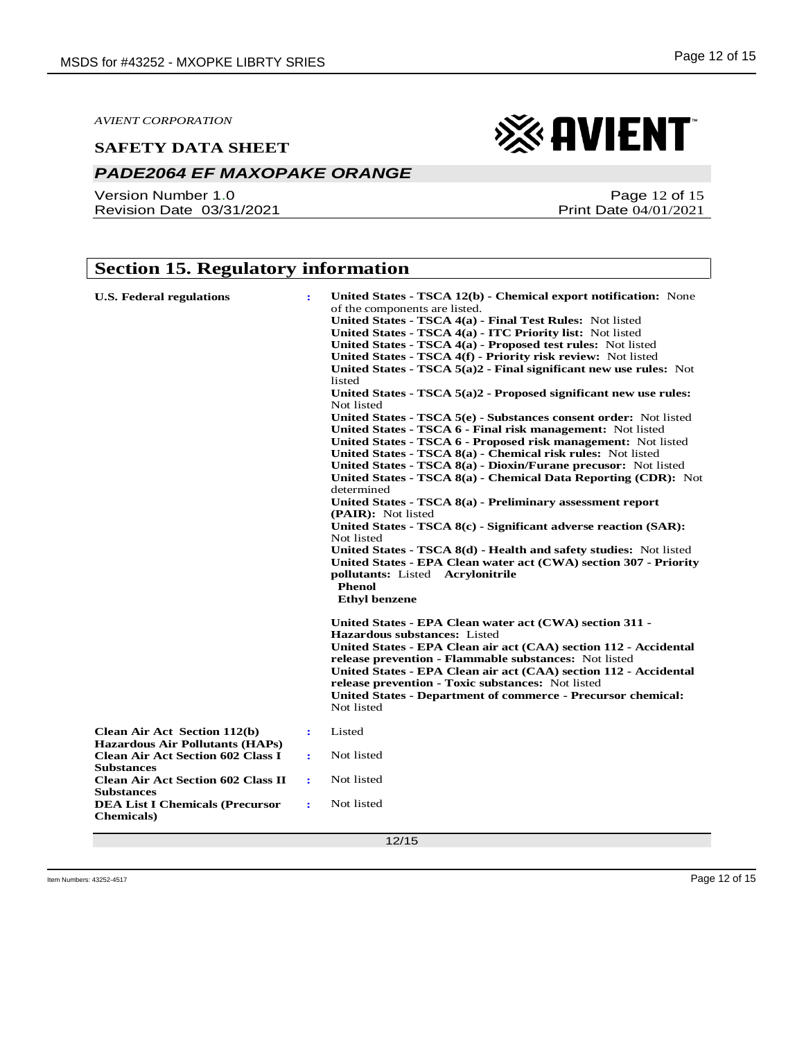AVIENT CORPORATION

**SAFETY DATA SHEET**

***PADE2064 EF MAXOPAKE ORANGE***

Version Number 1.0
Revision Date 03/31/2021

Page 12 of 15
Print Date 04/01/2021

## Section 15. Regulatory information

**U.S. Federal regulations** :

**United States - TSCA 12(b) - Chemical export notification:** None of the components are listed.
**United States - TSCA 4(a) - Final Test Rules:** Not listed
**United States - TSCA 4(a) - ITC Priority list:** Not listed
**United States - TSCA 4(a) - Proposed test rules:** Not listed
**United States - TSCA 4(f) - Priority risk review:** Not listed
**United States - TSCA 5(a)2 - Final significant new use rules:** Not listed
**United States - TSCA 5(a)2 - Proposed significant new use rules:** Not listed
**United States - TSCA 5(e) - Substances consent order:** Not listed
**United States - TSCA 6 - Final risk management:** Not listed
**United States - TSCA 6 - Proposed risk management:** Not listed
**United States - TSCA 8(a) - Chemical risk rules:** Not listed
**United States - TSCA 8(a) - Dioxin/Furane precusor:** Not listed
**United States - TSCA 8(a) - Chemical Data Reporting (CDR):** Not determined
**United States - TSCA 8(a) - Preliminary assessment report (PAIR):** Not listed
**United States - TSCA 8(c) - Significant adverse reaction (SAR):** Not listed
**United States - TSCA 8(d) - Health and safety studies:** Not listed
**United States - EPA Clean water act (CWA) section 307 - Priority pollutants:** Listed **Acrylonitrile**
**Phenol**
**Ethyl benzene**

**United States - EPA Clean water act (CWA) section 311 - Hazardous substances:** Listed
**United States - EPA Clean air act (CAA) section 112 - Accidental release prevention - Flammable substances:** Not listed
**United States - EPA Clean air act (CAA) section 112 - Accidental release prevention - Toxic substances:** Not listed
**United States - Department of commerce - Precursor chemical:** Not listed

**Clean Air Act Section 112(b) Hazardous Air Pollutants (HAPs)** : Listed

**Clean Air Act Section 602 Class I Substances** : Not listed

**Clean Air Act Section 602 Class II Substances** : Not listed

**DEA List I Chemicals (Precursor Chemicals)** : Not listed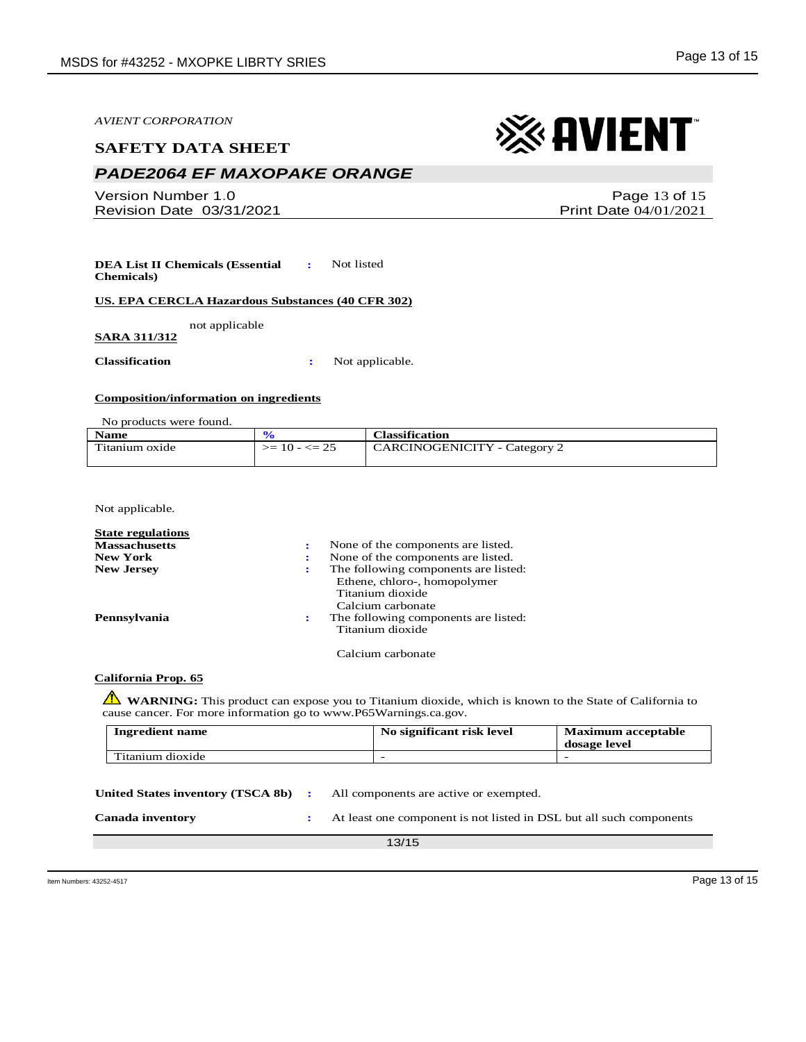**DEA List II Chemicals (Essential Chemicals)** : Not listed

**US. EPA CERCLA Hazardous Substances (40 CFR 302)**

not applicable

**SARA 311/312**

**Classification** : Not applicable.

**Composition/information on ingredients**

No products were found.

| Name | % | Classification |
|---|---|---|
| Titanium oxide | >= 10 - <= 25 | CARCINOGENICITY - Category 2 |

Not applicable.

**State regulations**

**Massachusetts** : None of the components are listed.

**New York** : None of the components are listed.

**New Jersey** : The following components are listed:
Ethene, chloro-, homopolymer
Titanium dioxide
Calcium carbonate

**Pennsylvania** : The following components are listed:
Titanium dioxide

Calcium carbonate

**California Prop. 65**

⚠ **WARNING:** This product can expose you to Titanium dioxide, which is known to the State of California to cause cancer. For more information go to www.P65Warnings.ca.gov.

| Ingredient name | No significant risk level | Maximum acceptable dosage level |
|---|---|---|
| Titanium dioxide | - | - |

**United States inventory (TSCA 8b)** : All components are active or exempted.

**Canada inventory** : At least one component is not listed in DSL but all such components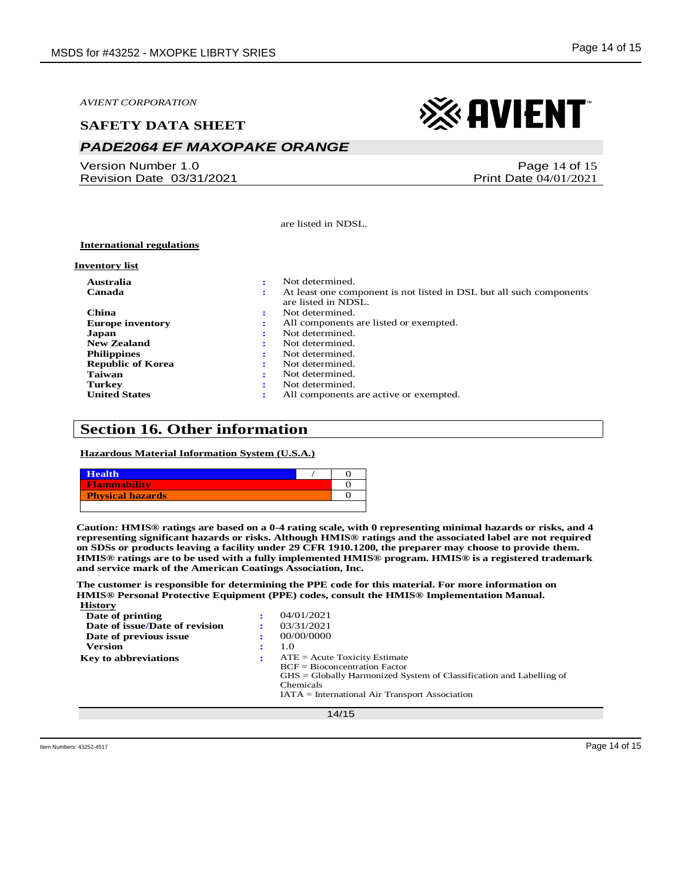are listed in NDSL.

**International regulations**

**Inventory list**

| | | |
|---|---|---|
| **Australia** | : | Not determined. |
| **Canada** | : | At least one component is not listed in DSL but all such components are listed in NDSL. |
| **China** | : | Not determined. |
| **Europe inventory** | : | All components are listed or exempted. |
| **Japan** | : | Not determined. |
| **New Zealand** | : | Not determined. |
| **Philippines** | : | Not determined. |
| **Republic of Korea** | : | Not determined. |
| **Taiwan** | : | Not determined. |
| **Turkey** | : | Not determined. |
| **United States** | : | All components are active or exempted. |

## Section 16. Other information

**Hazardous Material Information System (U.S.A.)**

| | | |
|---|---|---|
| **Health** | / | 0 |
| **Flammability** | | 0 |
| **Physical hazards** | | 0 |

**Caution: HMIS® ratings are based on a 0-4 rating scale, with 0 representing minimal hazards or risks, and 4 representing significant hazards or risks. Although HMIS® ratings and the associated label are not required on SDSs or products leaving a facility under 29 CFR 1910.1200, the preparer may choose to provide them. HMIS® ratings are to be used with a fully implemented HMIS® program. HMIS® is a registered trademark and service mark of the American Coatings Association, Inc.**

**The customer is responsible for determining the PPE code for this material. For more information on HMIS® Personal Protective Equipment (PPE) codes, consult the HMIS® Implementation Manual.**

**History**

| | | |
|---|---|---|
| **Date of printing** | : | 04/01/2021 |
| **Date of issue/Date of revision** | : | 03/31/2021 |
| **Date of previous issue** | : | 00/00/0000 |
| **Version** | : | 1.0 |
| **Key to abbreviations** | : | ATE = Acute Toxicity Estimate<br>BCF = Bioconcentration Factor<br>GHS = Globally Harmonized System of Classification and Labelling of Chemicals<br>IATA = International Air Transport Association |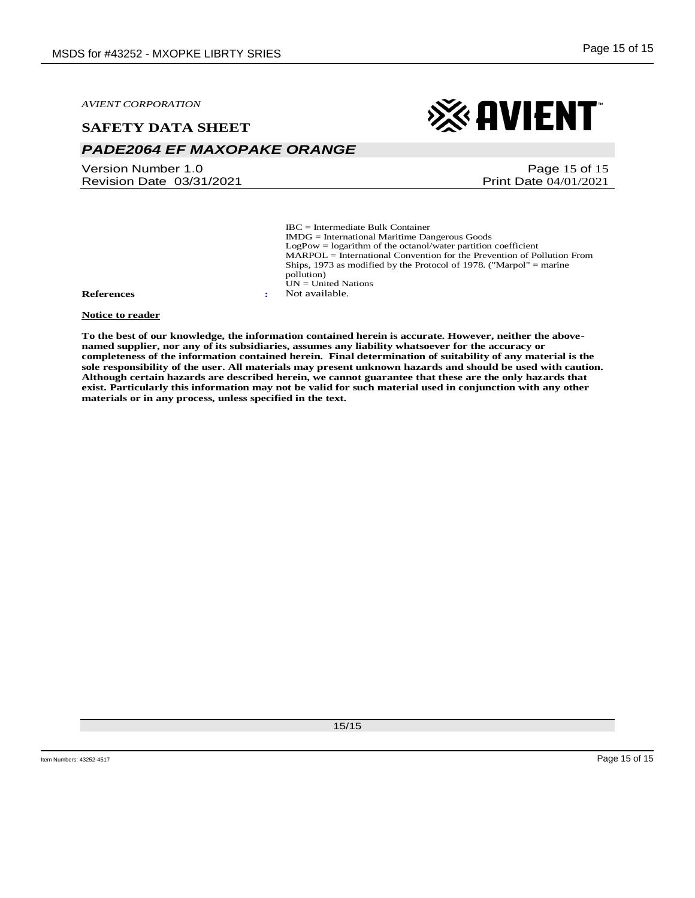IBC = Intermediate Bulk Container
IMDG = International Maritime Dangerous Goods
LogPow = logarithm of the octanol/water partition coefficient
MARPOL = International Convention for the Prevention of Pollution From Ships, 1973 as modified by the Protocol of 1978. ("Marpol" = marine pollution)
UN = United Nations

**References** : Not available.

**Notice to reader**

**To the best of our knowledge, the information contained herein is accurate. However, neither the above-named supplier, nor any of its subsidiaries, assumes any liability whatsoever for the accuracy or completeness of the information contained herein. Final determination of suitability of any material is the sole responsibility of the user. All materials may present unknown hazards and should be used with caution. Although certain hazards are described herein, we cannot guarantee that these are the only hazards that exist. Particularly this information may not be valid for such material used in conjunction with any other materials or in any process, unless specified in the text.**